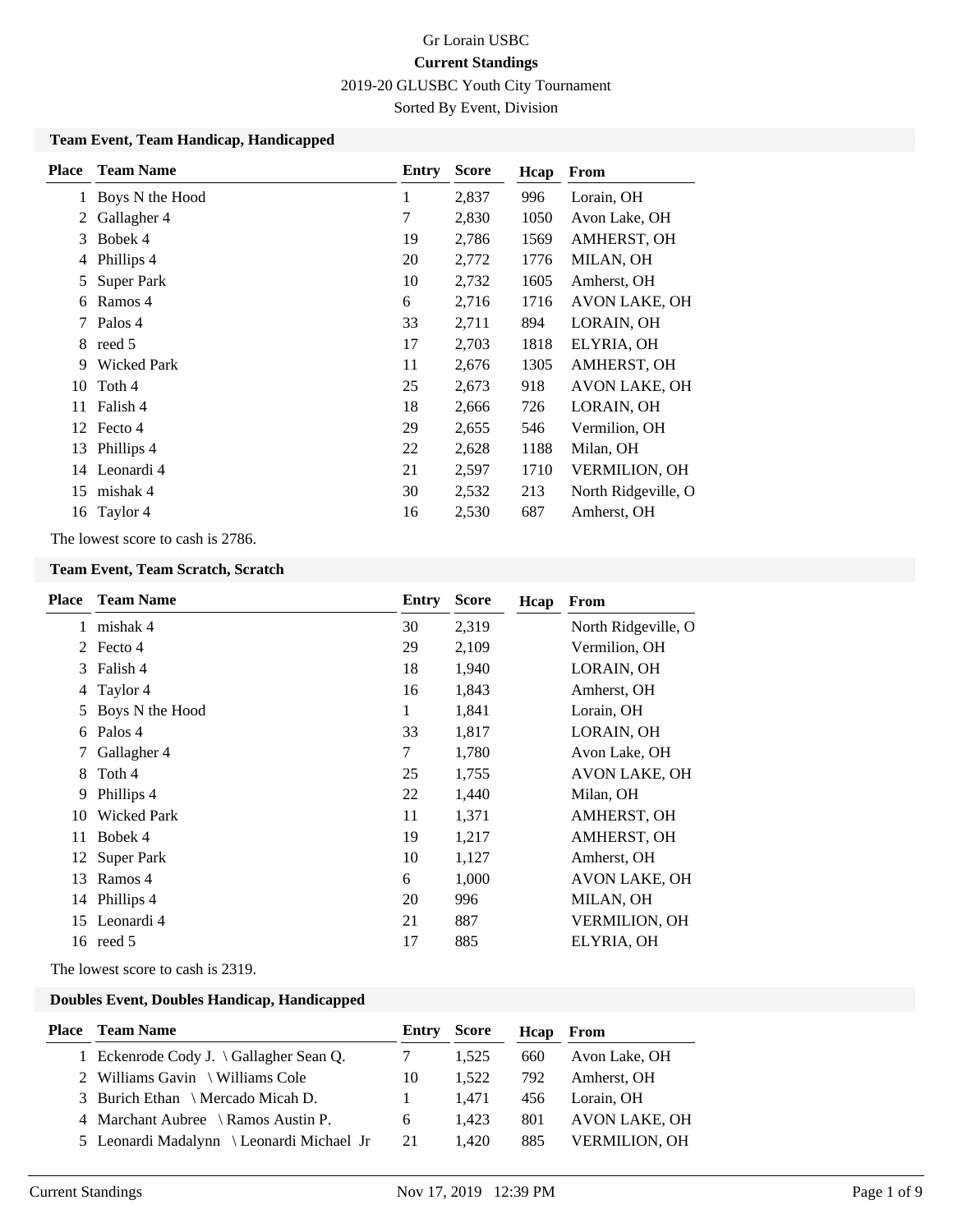# Gr Lorain USBC

## Current Standings

2019-20 GLUSBC Youth City Tournament

Sorted By Event, Division

### Team Event, Team Handicap, Handicapped

| Place | Team Name | Entry | Score | Hcap | From |
|---|---|---|---|---|---|
| 1 | Boys N the Hood | 1 | 2,837 | 996 | Lorain, OH |
| 2 | Gallagher 4 | 7 | 2,830 | 1050 | Avon Lake, OH |
| 3 | Bobek 4 | 19 | 2,786 | 1569 | AMHERST, OH |
| 4 | Phillips 4 | 20 | 2,772 | 1776 | MILAN, OH |
| 5 | Super Park | 10 | 2,732 | 1605 | Amherst, OH |
| 6 | Ramos 4 | 6 | 2,716 | 1716 | AVON LAKE, OH |
| 7 | Palos 4 | 33 | 2,711 | 894 | LORAIN, OH |
| 8 | reed 5 | 17 | 2,703 | 1818 | ELYRIA, OH |
| 9 | Wicked Park | 11 | 2,676 | 1305 | AMHERST, OH |
| 10 | Toth 4 | 25 | 2,673 | 918 | AVON LAKE, OH |
| 11 | Falish 4 | 18 | 2,666 | 726 | LORAIN, OH |
| 12 | Fecto 4 | 29 | 2,655 | 546 | Vermilion, OH |
| 13 | Phillips 4 | 22 | 2,628 | 1188 | Milan, OH |
| 14 | Leonardi 4 | 21 | 2,597 | 1710 | VERMILION, OH |
| 15 | mishak 4 | 30 | 2,532 | 213 | North Ridgeville, O |
| 16 | Taylor 4 | 16 | 2,530 | 687 | Amherst, OH |

The lowest score to cash is 2786.

### Team Event, Team Scratch, Scratch

| Place | Team Name | Entry | Score | Hcap | From |
|---|---|---|---|---|---|
| 1 | mishak 4 | 30 | 2,319 | | North Ridgeville, O |
| 2 | Fecto 4 | 29 | 2,109 | | Vermilion, OH |
| 3 | Falish 4 | 18 | 1,940 | | LORAIN, OH |
| 4 | Taylor 4 | 16 | 1,843 | | Amherst, OH |
| 5 | Boys N the Hood | 1 | 1,841 | | Lorain, OH |
| 6 | Palos 4 | 33 | 1,817 | | LORAIN, OH |
| 7 | Gallagher 4 | 7 | 1,780 | | Avon Lake, OH |
| 8 | Toth 4 | 25 | 1,755 | | AVON LAKE, OH |
| 9 | Phillips 4 | 22 | 1,440 | | Milan, OH |
| 10 | Wicked Park | 11 | 1,371 | | AMHERST, OH |
| 11 | Bobek 4 | 19 | 1,217 | | AMHERST, OH |
| 12 | Super Park | 10 | 1,127 | | Amherst, OH |
| 13 | Ramos 4 | 6 | 1,000 | | AVON LAKE, OH |
| 14 | Phillips 4 | 20 | 996 | | MILAN, OH |
| 15 | Leonardi 4 | 21 | 887 | | VERMILION, OH |
| 16 | reed 5 | 17 | 885 | | ELYRIA, OH |

The lowest score to cash is 2319.

### Doubles Event, Doubles Handicap, Handicapped

| Place | Team Name | Entry | Score | Hcap | From |
|---|---|---|---|---|---|
| 1 | Eckenrode Cody J. \ Gallagher Sean Q. | 7 | 1,525 | 660 | Avon Lake, OH |
| 2 | Williams Gavin \ Williams Cole | 10 | 1,522 | 792 | Amherst, OH |
| 3 | Burich Ethan \ Mercado Micah D. | 1 | 1,471 | 456 | Lorain, OH |
| 4 | Marchant Aubree \ Ramos Austin P. | 6 | 1,423 | 801 | AVON LAKE, OH |
| 5 | Leonardi Madalynn \ Leonardi Michael Jr | 21 | 1,420 | 885 | VERMILION, OH |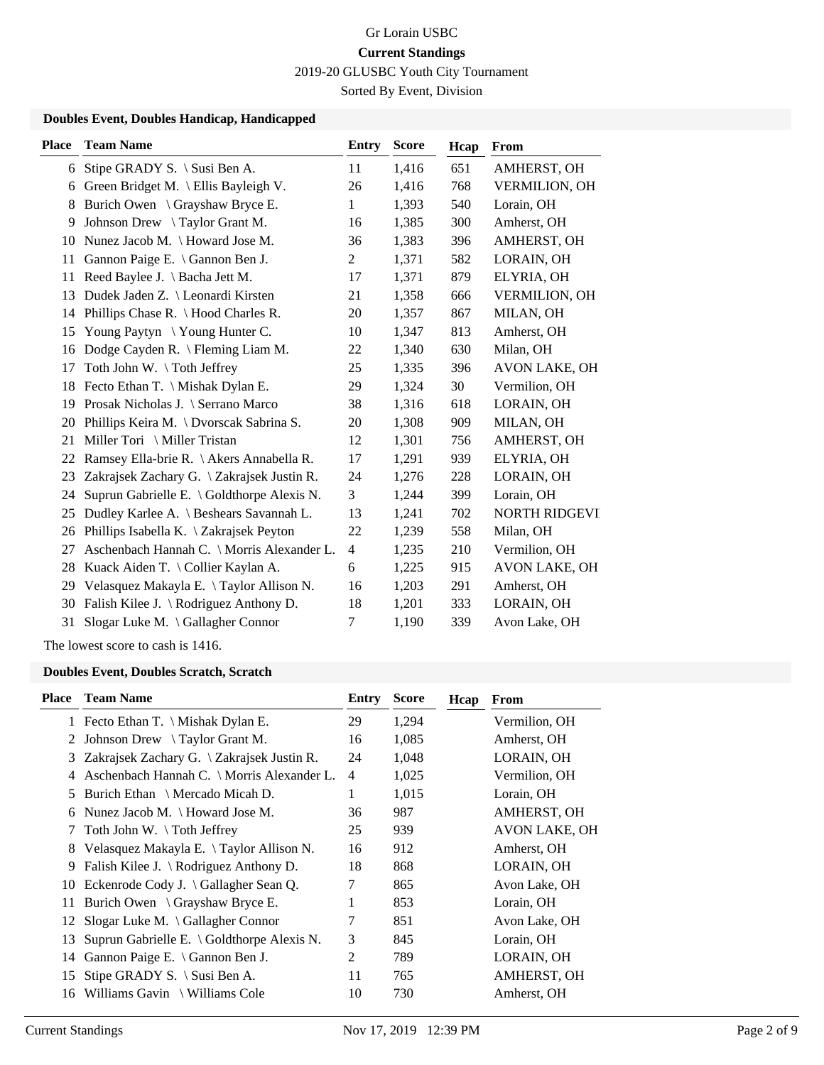Gr Lorain USBC

**Current Standings**

2019-20 GLUSBC Youth City Tournament

Sorted By Event, Division

### Doubles Event, Doubles Handicap, Handicapped

| Place | Team Name | Entry | Score | Hcap | From |
|---|---|---|---|---|---|
| 6 | Stipe GRADY S. \ Susi Ben A. | 11 | 1,416 | 651 | AMHERST, OH |
| 6 | Green Bridget M. \ Ellis Bayleigh V. | 26 | 1,416 | 768 | VERMILION, OH |
| 8 | Burich Owen \ Grayshaw Bryce E. | 1 | 1,393 | 540 | Lorain, OH |
| 9 | Johnson Drew \ Taylor Grant M. | 16 | 1,385 | 300 | Amherst, OH |
| 10 | Nunez Jacob M. \ Howard Jose M. | 36 | 1,383 | 396 | AMHERST, OH |
| 11 | Gannon Paige E. \ Gannon Ben J. | 2 | 1,371 | 582 | LORAIN, OH |
| 11 | Reed Baylee J. \ Bacha Jett M. | 17 | 1,371 | 879 | ELYRIA, OH |
| 13 | Dudek Jaden Z. \ Leonardi Kirsten | 21 | 1,358 | 666 | VERMILION, OH |
| 14 | Phillips Chase R. \ Hood Charles R. | 20 | 1,357 | 867 | MILAN, OH |
| 15 | Young Paytyn \ Young Hunter C. | 10 | 1,347 | 813 | Amherst, OH |
| 16 | Dodge Cayden R. \ Fleming Liam M. | 22 | 1,340 | 630 | Milan, OH |
| 17 | Toth John W. \ Toth Jeffrey | 25 | 1,335 | 396 | AVON LAKE, OH |
| 18 | Fecto Ethan T. \ Mishak Dylan E. | 29 | 1,324 | 30 | Vermilion, OH |
| 19 | Prosak Nicholas J. \ Serrano Marco | 38 | 1,316 | 618 | LORAIN, OH |
| 20 | Phillips Keira M. \ Dvorscak Sabrina S. | 20 | 1,308 | 909 | MILAN, OH |
| 21 | Miller Tori \ Miller Tristan | 12 | 1,301 | 756 | AMHERST, OH |
| 22 | Ramsey Ella-brie R. \ Akers Annabella R. | 17 | 1,291 | 939 | ELYRIA, OH |
| 23 | Zakrajsek Zachary G. \ Zakrajsek Justin R. | 24 | 1,276 | 228 | LORAIN, OH |
| 24 | Suprun Gabrielle E. \ Goldthorpe Alexis N. | 3 | 1,244 | 399 | Lorain, OH |
| 25 | Dudley Karlee A. \ Beshears Savannah L. | 13 | 1,241 | 702 | NORTH RIDGEVI |
| 26 | Phillips Isabella K. \ Zakrajsek Peyton | 22 | 1,239 | 558 | Milan, OH |
| 27 | Aschenbach Hannah C. \ Morris Alexander L. | 4 | 1,235 | 210 | Vermilion, OH |
| 28 | Kuack Aiden T. \ Collier Kaylan A. | 6 | 1,225 | 915 | AVON LAKE, OH |
| 29 | Velasquez Makayla E. \ Taylor Allison N. | 16 | 1,203 | 291 | Amherst, OH |
| 30 | Falish Kilee J. \ Rodriguez Anthony D. | 18 | 1,201 | 333 | LORAIN, OH |
| 31 | Slogar Luke M. \ Gallagher Connor | 7 | 1,190 | 339 | Avon Lake, OH |

The lowest score to cash is 1416.

### Doubles Event, Doubles Scratch, Scratch

| Place | Team Name | Entry | Score | Hcap | From |
|---|---|---|---|---|---|
| 1 | Fecto Ethan T. \ Mishak Dylan E. | 29 | 1,294 | | Vermilion, OH |
| 2 | Johnson Drew \ Taylor Grant M. | 16 | 1,085 | | Amherst, OH |
| 3 | Zakrajsek Zachary G. \ Zakrajsek Justin R. | 24 | 1,048 | | LORAIN, OH |
| 4 | Aschenbach Hannah C. \ Morris Alexander L. | 4 | 1,025 | | Vermilion, OH |
| 5 | Burich Ethan \ Mercado Micah D. | 1 | 1,015 | | Lorain, OH |
| 6 | Nunez Jacob M. \ Howard Jose M. | 36 | 987 | | AMHERST, OH |
| 7 | Toth John W. \ Toth Jeffrey | 25 | 939 | | AVON LAKE, OH |
| 8 | Velasquez Makayla E. \ Taylor Allison N. | 16 | 912 | | Amherst, OH |
| 9 | Falish Kilee J. \ Rodriguez Anthony D. | 18 | 868 | | LORAIN, OH |
| 10 | Eckenrode Cody J. \ Gallagher Sean Q. | 7 | 865 | | Avon Lake, OH |
| 11 | Burich Owen \ Grayshaw Bryce E. | 1 | 853 | | Lorain, OH |
| 12 | Slogar Luke M. \ Gallagher Connor | 7 | 851 | | Avon Lake, OH |
| 13 | Suprun Gabrielle E. \ Goldthorpe Alexis N. | 3 | 845 | | Lorain, OH |
| 14 | Gannon Paige E. \ Gannon Ben J. | 2 | 789 | | LORAIN, OH |
| 15 | Stipe GRADY S. \ Susi Ben A. | 11 | 765 | | AMHERST, OH |
| 16 | Williams Gavin \ Williams Cole | 10 | 730 | | Amherst, OH |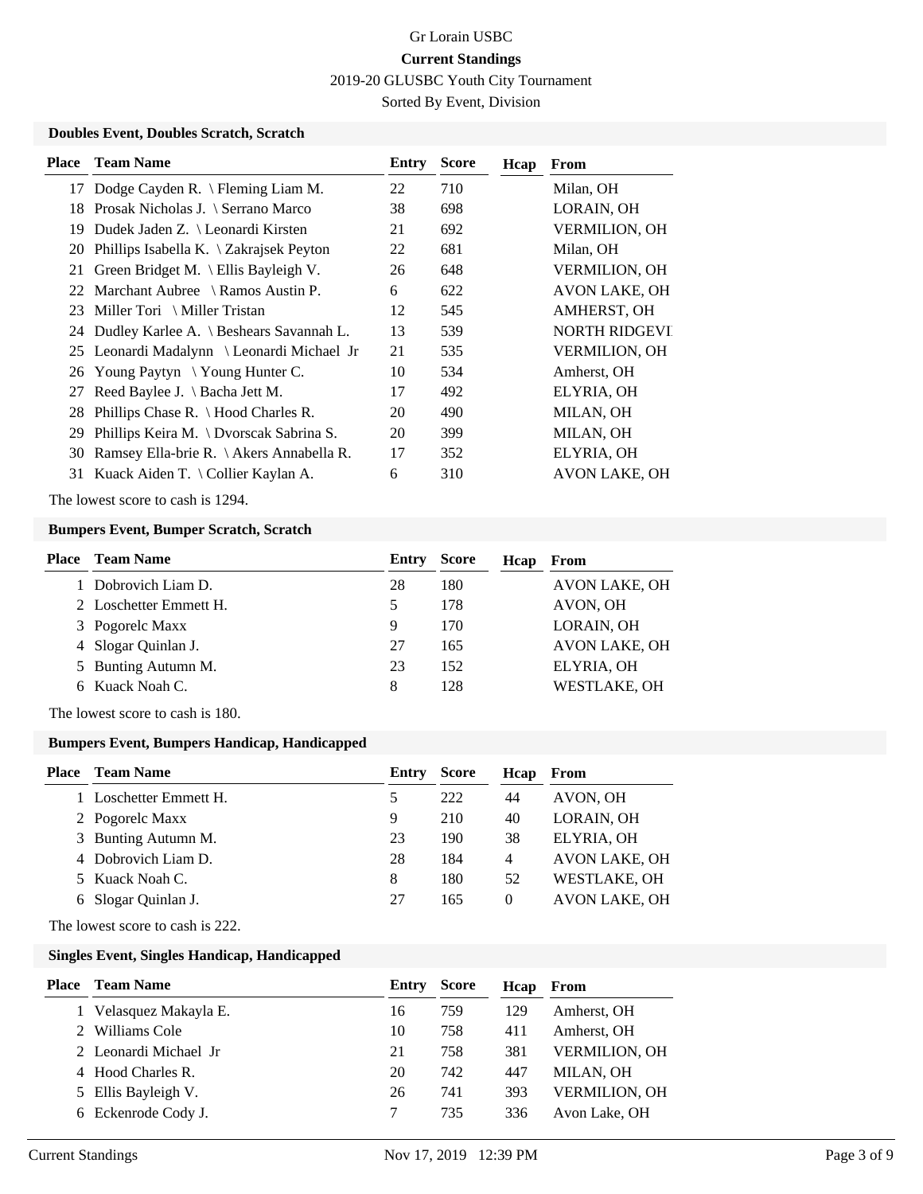Gr Lorain USBC

**Current Standings**

2019-20 GLUSBC Youth City Tournament

Sorted By Event, Division

### Doubles Event, Doubles Scratch, Scratch

| Place | Team Name | Entry | Score | Hcap | From |
|---|---|---|---|---|---|
| 17 | Dodge Cayden R. \ Fleming Liam M. | 22 | 710 | | Milan, OH |
| 18 | Prosak Nicholas J. \ Serrano Marco | 38 | 698 | | LORAIN, OH |
| 19 | Dudek Jaden Z. \ Leonardi Kirsten | 21 | 692 | | VERMILION, OH |
| 20 | Phillips Isabella K. \ Zakrajsek Peyton | 22 | 681 | | Milan, OH |
| 21 | Green Bridget M. \ Ellis Bayleigh V. | 26 | 648 | | VERMILION, OH |
| 22 | Marchant Aubree \ Ramos Austin P. | 6 | 622 | | AVON LAKE, OH |
| 23 | Miller Tori \ Miller Tristan | 12 | 545 | | AMHERST, OH |
| 24 | Dudley Karlee A. \ Beshears Savannah L. | 13 | 539 | | NORTH RIDGEVI |
| 25 | Leonardi Madalynn \ Leonardi Michael Jr | 21 | 535 | | VERMILION, OH |
| 26 | Young Paytyn \ Young Hunter C. | 10 | 534 | | Amherst, OH |
| 27 | Reed Baylee J. \ Bacha Jett M. | 17 | 492 | | ELYRIA, OH |
| 28 | Phillips Chase R. \ Hood Charles R. | 20 | 490 | | MILAN, OH |
| 29 | Phillips Keira M. \ Dvorscak Sabrina S. | 20 | 399 | | MILAN, OH |
| 30 | Ramsey Ella-brie R. \ Akers Annabella R. | 17 | 352 | | ELYRIA, OH |
| 31 | Kuack Aiden T. \ Collier Kaylan A. | 6 | 310 | | AVON LAKE, OH |

The lowest score to cash is 1294.

### Bumpers Event, Bumper Scratch, Scratch

| Place | Team Name | Entry | Score | Hcap | From |
|---|---|---|---|---|---|
| 1 | Dobrovich Liam D. | 28 | 180 | | AVON LAKE, OH |
| 2 | Loschetter Emmett H. | 5 | 178 | | AVON, OH |
| 3 | Pogorelc Maxx | 9 | 170 | | LORAIN, OH |
| 4 | Slogar Quinlan J. | 27 | 165 | | AVON LAKE, OH |
| 5 | Bunting Autumn M. | 23 | 152 | | ELYRIA, OH |
| 6 | Kuack Noah C. | 8 | 128 | | WESTLAKE, OH |

The lowest score to cash is 180.

### Bumpers Event, Bumpers Handicap, Handicapped

| Place | Team Name | Entry | Score | Hcap | From |
|---|---|---|---|---|---|
| 1 | Loschetter Emmett H. | 5 | 222 | 44 | AVON, OH |
| 2 | Pogorelc Maxx | 9 | 210 | 40 | LORAIN, OH |
| 3 | Bunting Autumn M. | 23 | 190 | 38 | ELYRIA, OH |
| 4 | Dobrovich Liam D. | 28 | 184 | 4 | AVON LAKE, OH |
| 5 | Kuack Noah C. | 8 | 180 | 52 | WESTLAKE, OH |
| 6 | Slogar Quinlan J. | 27 | 165 | 0 | AVON LAKE, OH |

The lowest score to cash is 222.

### Singles Event, Singles Handicap, Handicapped

| Place | Team Name | Entry | Score | Hcap | From |
|---|---|---|---|---|---|
| 1 | Velasquez Makayla E. | 16 | 759 | 129 | Amherst, OH |
| 2 | Williams Cole | 10 | 758 | 411 | Amherst, OH |
| 2 | Leonardi Michael Jr | 21 | 758 | 381 | VERMILION, OH |
| 4 | Hood Charles R. | 20 | 742 | 447 | MILAN, OH |
| 5 | Ellis Bayleigh V. | 26 | 741 | 393 | VERMILION, OH |
| 6 | Eckenrode Cody J. | 7 | 735 | 336 | Avon Lake, OH |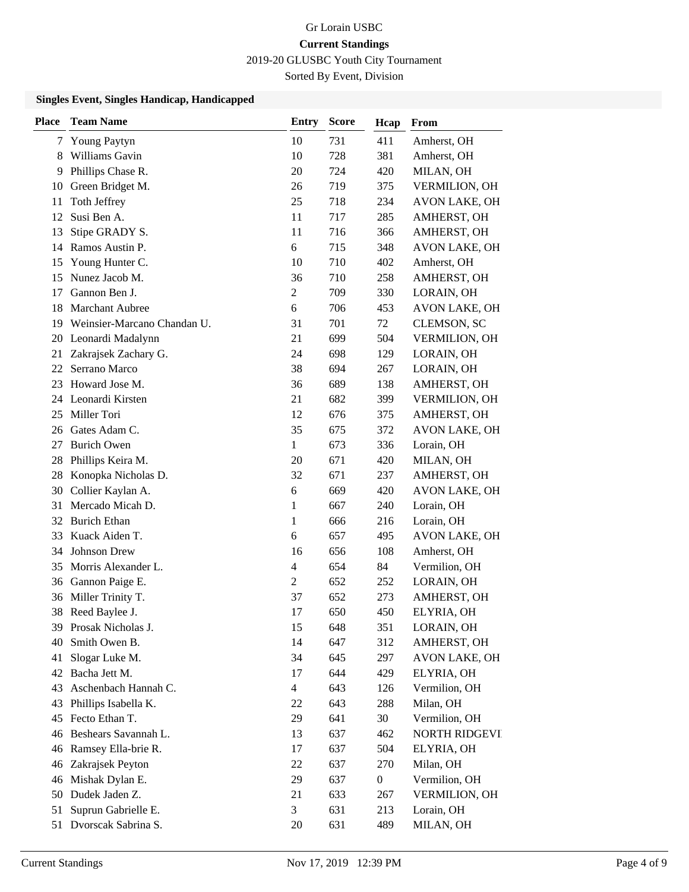Gr Lorain USBC

**Current Standings**

2019-20 GLUSBC Youth City Tournament

Sorted By Event, Division

### Singles Event, Singles Handicap, Handicapped

| Place | Team Name | Entry | Score | Hcap | From |
|---|---|---|---|---|---|
| 7 | Young Paytyn | 10 | 731 | 411 | Amherst, OH |
| 8 | Williams Gavin | 10 | 728 | 381 | Amherst, OH |
| 9 | Phillips Chase R. | 20 | 724 | 420 | MILAN, OH |
| 10 | Green Bridget M. | 26 | 719 | 375 | VERMILION, OH |
| 11 | Toth Jeffrey | 25 | 718 | 234 | AVON LAKE, OH |
| 12 | Susi Ben A. | 11 | 717 | 285 | AMHERST, OH |
| 13 | Stipe GRADY S. | 11 | 716 | 366 | AMHERST, OH |
| 14 | Ramos Austin P. | 6 | 715 | 348 | AVON LAKE, OH |
| 15 | Young Hunter C. | 10 | 710 | 402 | Amherst, OH |
| 15 | Nunez Jacob M. | 36 | 710 | 258 | AMHERST, OH |
| 17 | Gannon Ben J. | 2 | 709 | 330 | LORAIN, OH |
| 18 | Marchant Aubree | 6 | 706 | 453 | AVON LAKE, OH |
| 19 | Weinsier-Marcano Chandan U. | 31 | 701 | 72 | CLEMSON, SC |
| 20 | Leonardi Madalynn | 21 | 699 | 504 | VERMILION, OH |
| 21 | Zakrajsek Zachary G. | 24 | 698 | 129 | LORAIN, OH |
| 22 | Serrano Marco | 38 | 694 | 267 | LORAIN, OH |
| 23 | Howard Jose M. | 36 | 689 | 138 | AMHERST, OH |
| 24 | Leonardi Kirsten | 21 | 682 | 399 | VERMILION, OH |
| 25 | Miller Tori | 12 | 676 | 375 | AMHERST, OH |
| 26 | Gates Adam C. | 35 | 675 | 372 | AVON LAKE, OH |
| 27 | Burich Owen | 1 | 673 | 336 | Lorain, OH |
| 28 | Phillips Keira M. | 20 | 671 | 420 | MILAN, OH |
| 28 | Konopka Nicholas D. | 32 | 671 | 237 | AMHERST, OH |
| 30 | Collier Kaylan A. | 6 | 669 | 420 | AVON LAKE, OH |
| 31 | Mercado Micah D. | 1 | 667 | 240 | Lorain, OH |
| 32 | Burich Ethan | 1 | 666 | 216 | Lorain, OH |
| 33 | Kuack Aiden T. | 6 | 657 | 495 | AVON LAKE, OH |
| 34 | Johnson Drew | 16 | 656 | 108 | Amherst, OH |
| 35 | Morris Alexander L. | 4 | 654 | 84 | Vermilion, OH |
| 36 | Gannon Paige E. | 2 | 652 | 252 | LORAIN, OH |
| 36 | Miller Trinity T. | 37 | 652 | 273 | AMHERST, OH |
| 38 | Reed Baylee J. | 17 | 650 | 450 | ELYRIA, OH |
| 39 | Prosak Nicholas J. | 15 | 648 | 351 | LORAIN, OH |
| 40 | Smith Owen B. | 14 | 647 | 312 | AMHERST, OH |
| 41 | Slogar Luke M. | 34 | 645 | 297 | AVON LAKE, OH |
| 42 | Bacha Jett M. | 17 | 644 | 429 | ELYRIA, OH |
| 43 | Aschenbach Hannah C. | 4 | 643 | 126 | Vermilion, OH |
| 43 | Phillips Isabella K. | 22 | 643 | 288 | Milan, OH |
| 45 | Fecto Ethan T. | 29 | 641 | 30 | Vermilion, OH |
| 46 | Beshears Savannah L. | 13 | 637 | 462 | NORTH RIDGEVI |
| 46 | Ramsey Ella-brie R. | 17 | 637 | 504 | ELYRIA, OH |
| 46 | Zakrajsek Peyton | 22 | 637 | 270 | Milan, OH |
| 46 | Mishak Dylan E. | 29 | 637 | 0 | Vermilion, OH |
| 50 | Dudek Jaden Z. | 21 | 633 | 267 | VERMILION, OH |
| 51 | Suprun Gabrielle E. | 3 | 631 | 213 | Lorain, OH |
| 51 | Dvorscak Sabrina S. | 20 | 631 | 489 | MILAN, OH |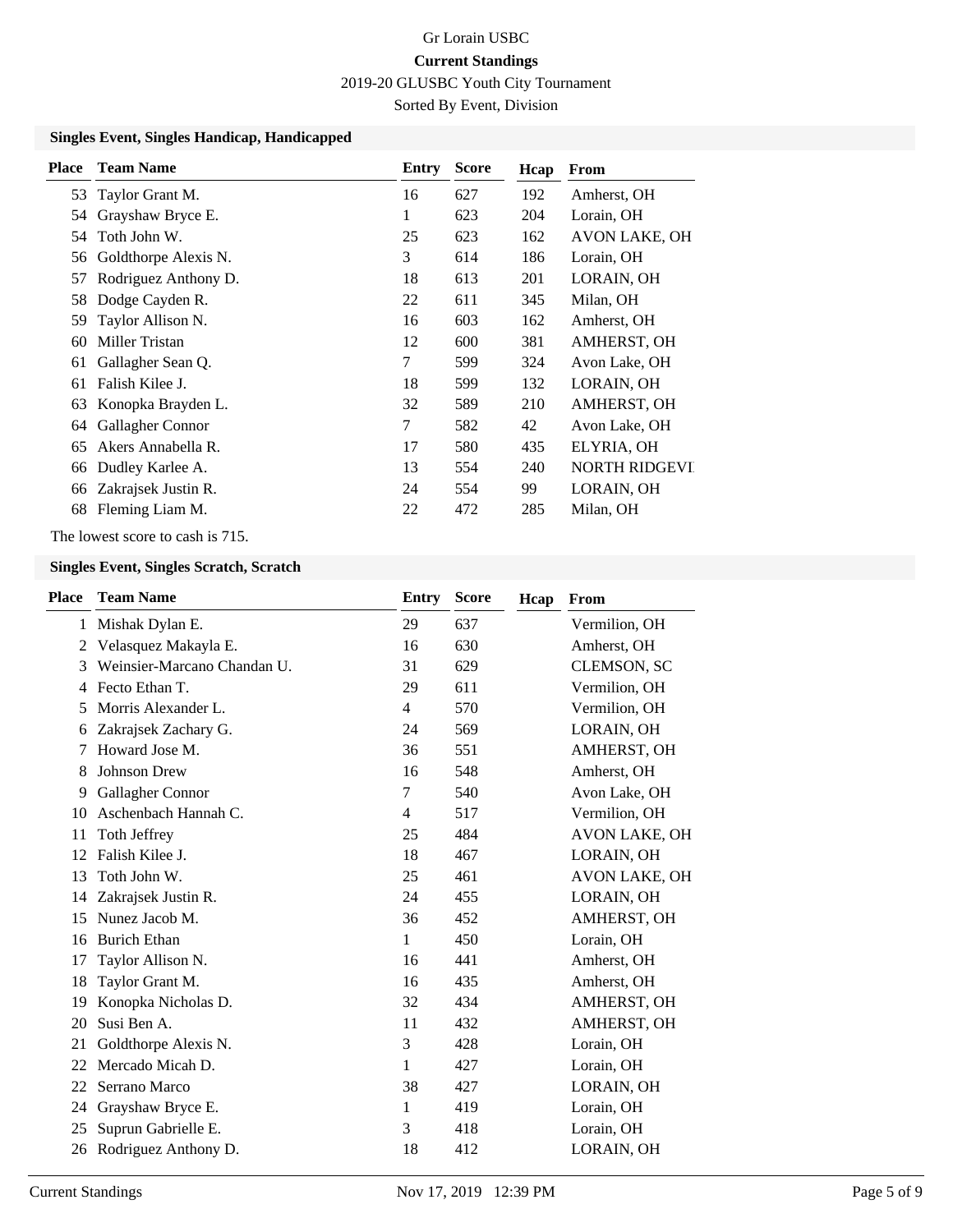# Gr Lorain USBC

**Current Standings**

2019-20 GLUSBC Youth City Tournament

Sorted By Event, Division

### Singles Event, Singles Handicap, Handicapped

| Place | Team Name | Entry | Score | Hcap | From |
|---|---|---|---|---|---|
| 53 | Taylor Grant M. | 16 | 627 | 192 | Amherst, OH |
| 54 | Grayshaw Bryce E. | 1 | 623 | 204 | Lorain, OH |
| 54 | Toth John W. | 25 | 623 | 162 | AVON LAKE, OH |
| 56 | Goldthorpe Alexis N. | 3 | 614 | 186 | Lorain, OH |
| 57 | Rodriguez Anthony D. | 18 | 613 | 201 | LORAIN, OH |
| 58 | Dodge Cayden R. | 22 | 611 | 345 | Milan, OH |
| 59 | Taylor Allison N. | 16 | 603 | 162 | Amherst, OH |
| 60 | Miller Tristan | 12 | 600 | 381 | AMHERST, OH |
| 61 | Gallagher Sean Q. | 7 | 599 | 324 | Avon Lake, OH |
| 61 | Falish Kilee J. | 18 | 599 | 132 | LORAIN, OH |
| 63 | Konopka Brayden L. | 32 | 589 | 210 | AMHERST, OH |
| 64 | Gallagher Connor | 7 | 582 | 42 | Avon Lake, OH |
| 65 | Akers Annabella R. | 17 | 580 | 435 | ELYRIA, OH |
| 66 | Dudley Karlee A. | 13 | 554 | 240 | NORTH RIDGEVI |
| 66 | Zakrajsek Justin R. | 24 | 554 | 99 | LORAIN, OH |
| 68 | Fleming Liam M. | 22 | 472 | 285 | Milan, OH |

The lowest score to cash is 715.

### Singles Event, Singles Scratch, Scratch

| Place | Team Name | Entry | Score | Hcap | From |
|---|---|---|---|---|---|
| 1 | Mishak Dylan E. | 29 | 637 | | Vermilion, OH |
| 2 | Velasquez Makayla E. | 16 | 630 | | Amherst, OH |
| 3 | Weinsier-Marcano Chandan U. | 31 | 629 | | CLEMSON, SC |
| 4 | Fecto Ethan T. | 29 | 611 | | Vermilion, OH |
| 5 | Morris Alexander L. | 4 | 570 | | Vermilion, OH |
| 6 | Zakrajsek Zachary G. | 24 | 569 | | LORAIN, OH |
| 7 | Howard Jose M. | 36 | 551 | | AMHERST, OH |
| 8 | Johnson Drew | 16 | 548 | | Amherst, OH |
| 9 | Gallagher Connor | 7 | 540 | | Avon Lake, OH |
| 10 | Aschenbach Hannah C. | 4 | 517 | | Vermilion, OH |
| 11 | Toth Jeffrey | 25 | 484 | | AVON LAKE, OH |
| 12 | Falish Kilee J. | 18 | 467 | | LORAIN, OH |
| 13 | Toth John W. | 25 | 461 | | AVON LAKE, OH |
| 14 | Zakrajsek Justin R. | 24 | 455 | | LORAIN, OH |
| 15 | Nunez Jacob M. | 36 | 452 | | AMHERST, OH |
| 16 | Burich Ethan | 1 | 450 | | Lorain, OH |
| 17 | Taylor Allison N. | 16 | 441 | | Amherst, OH |
| 18 | Taylor Grant M. | 16 | 435 | | Amherst, OH |
| 19 | Konopka Nicholas D. | 32 | 434 | | AMHERST, OH |
| 20 | Susi Ben A. | 11 | 432 | | AMHERST, OH |
| 21 | Goldthorpe Alexis N. | 3 | 428 | | Lorain, OH |
| 22 | Mercado Micah D. | 1 | 427 | | Lorain, OH |
| 22 | Serrano Marco | 38 | 427 | | LORAIN, OH |
| 24 | Grayshaw Bryce E. | 1 | 419 | | Lorain, OH |
| 25 | Suprun Gabrielle E. | 3 | 418 | | Lorain, OH |
| 26 | Rodriguez Anthony D. | 18 | 412 | | LORAIN, OH |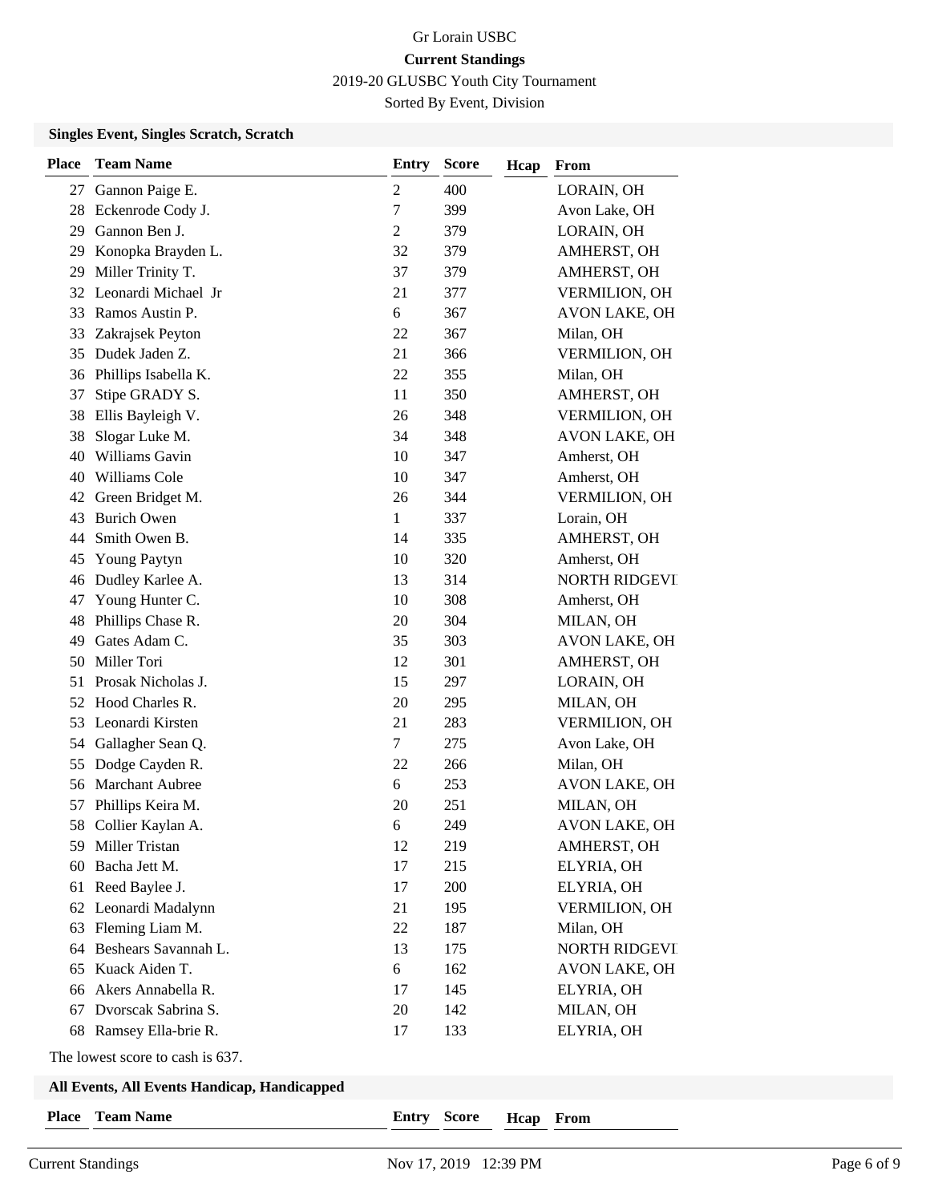Gr Lorain USBC

**Current Standings**

2019-20 GLUSBC Youth City Tournament

Sorted By Event, Division

### Singles Event, Singles Scratch, Scratch

| Place | Team Name | Entry | Score | Hcap | From |
|---|---|---|---|---|---|
| 27 | Gannon Paige E. | 2 | 400 | | LORAIN, OH |
| 28 | Eckenrode Cody J. | 7 | 399 | | Avon Lake, OH |
| 29 | Gannon Ben J. | 2 | 379 | | LORAIN, OH |
| 29 | Konopka Brayden L. | 32 | 379 | | AMHERST, OH |
| 29 | Miller Trinity T. | 37 | 379 | | AMHERST, OH |
| 32 | Leonardi Michael Jr | 21 | 377 | | VERMILION, OH |
| 33 | Ramos Austin P. | 6 | 367 | | AVON LAKE, OH |
| 33 | Zakrajsek Peyton | 22 | 367 | | Milan, OH |
| 35 | Dudek Jaden Z. | 21 | 366 | | VERMILION, OH |
| 36 | Phillips Isabella K. | 22 | 355 | | Milan, OH |
| 37 | Stipe GRADY S. | 11 | 350 | | AMHERST, OH |
| 38 | Ellis Bayleigh V. | 26 | 348 | | VERMILION, OH |
| 38 | Slogar Luke M. | 34 | 348 | | AVON LAKE, OH |
| 40 | Williams Gavin | 10 | 347 | | Amherst, OH |
| 40 | Williams Cole | 10 | 347 | | Amherst, OH |
| 42 | Green Bridget M. | 26 | 344 | | VERMILION, OH |
| 43 | Burich Owen | 1 | 337 | | Lorain, OH |
| 44 | Smith Owen B. | 14 | 335 | | AMHERST, OH |
| 45 | Young Paytyn | 10 | 320 | | Amherst, OH |
| 46 | Dudley Karlee A. | 13 | 314 | | NORTH RIDGEVI |
| 47 | Young Hunter C. | 10 | 308 | | Amherst, OH |
| 48 | Phillips Chase R. | 20 | 304 | | MILAN, OH |
| 49 | Gates Adam C. | 35 | 303 | | AVON LAKE, OH |
| 50 | Miller Tori | 12 | 301 | | AMHERST, OH |
| 51 | Prosak Nicholas J. | 15 | 297 | | LORAIN, OH |
| 52 | Hood Charles R. | 20 | 295 | | MILAN, OH |
| 53 | Leonardi Kirsten | 21 | 283 | | VERMILION, OH |
| 54 | Gallagher Sean Q. | 7 | 275 | | Avon Lake, OH |
| 55 | Dodge Cayden R. | 22 | 266 | | Milan, OH |
| 56 | Marchant Aubree | 6 | 253 | | AVON LAKE, OH |
| 57 | Phillips Keira M. | 20 | 251 | | MILAN, OH |
| 58 | Collier Kaylan A. | 6 | 249 | | AVON LAKE, OH |
| 59 | Miller Tristan | 12 | 219 | | AMHERST, OH |
| 60 | Bacha Jett M. | 17 | 215 | | ELYRIA, OH |
| 61 | Reed Baylee J. | 17 | 200 | | ELYRIA, OH |
| 62 | Leonardi Madalynn | 21 | 195 | | VERMILION, OH |
| 63 | Fleming Liam M. | 22 | 187 | | Milan, OH |
| 64 | Beshears Savannah L. | 13 | 175 | | NORTH RIDGEVI |
| 65 | Kuack Aiden T. | 6 | 162 | | AVON LAKE, OH |
| 66 | Akers Annabella R. | 17 | 145 | | ELYRIA, OH |
| 67 | Dvorscak Sabrina S. | 20 | 142 | | MILAN, OH |
| 68 | Ramsey Ella-brie R. | 17 | 133 | | ELYRIA, OH |

The lowest score to cash is 637.

### All Events, All Events Handicap, Handicapped

| Place | Team Name | Entry | Score | Hcap | From |
|---|---|---|---|---|---|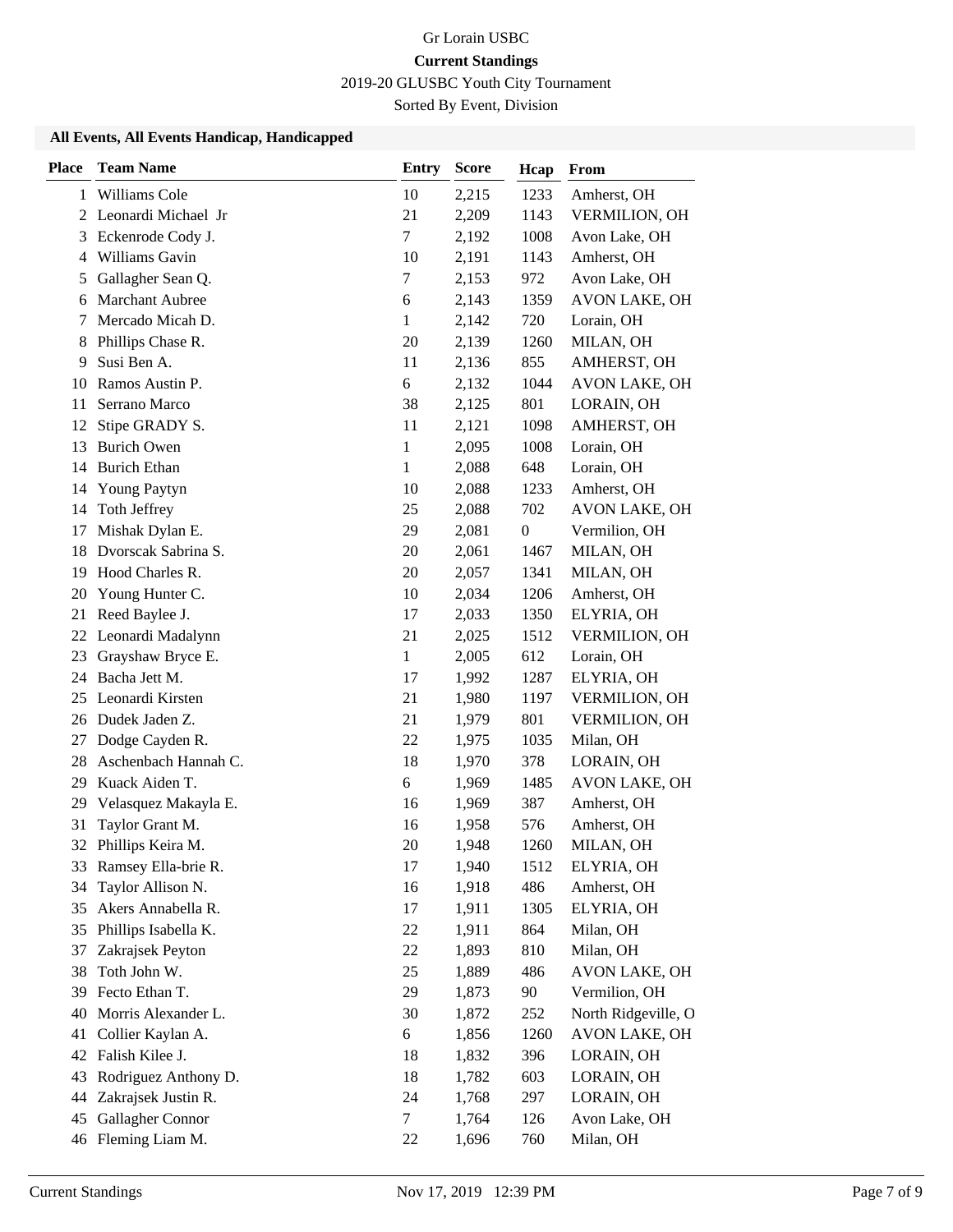Gr Lorain USBC

**Current Standings**

2019-20 GLUSBC Youth City Tournament

Sorted By Event, Division

### All Events, All Events Handicap, Handicapped

| Place | Team Name | Entry | Score | Hcap | From |
|---|---|---|---|---|---|
| 1 | Williams Cole | 10 | 2,215 | 1233 | Amherst, OH |
| 2 | Leonardi Michael Jr | 21 | 2,209 | 1143 | VERMILION, OH |
| 3 | Eckenrode Cody J. | 7 | 2,192 | 1008 | Avon Lake, OH |
| 4 | Williams Gavin | 10 | 2,191 | 1143 | Amherst, OH |
| 5 | Gallagher Sean Q. | 7 | 2,153 | 972 | Avon Lake, OH |
| 6 | Marchant Aubree | 6 | 2,143 | 1359 | AVON LAKE, OH |
| 7 | Mercado Micah D. | 1 | 2,142 | 720 | Lorain, OH |
| 8 | Phillips Chase R. | 20 | 2,139 | 1260 | MILAN, OH |
| 9 | Susi Ben A. | 11 | 2,136 | 855 | AMHERST, OH |
| 10 | Ramos Austin P. | 6 | 2,132 | 1044 | AVON LAKE, OH |
| 11 | Serrano Marco | 38 | 2,125 | 801 | LORAIN, OH |
| 12 | Stipe GRADY S. | 11 | 2,121 | 1098 | AMHERST, OH |
| 13 | Burich Owen | 1 | 2,095 | 1008 | Lorain, OH |
| 14 | Burich Ethan | 1 | 2,088 | 648 | Lorain, OH |
| 14 | Young Paytyn | 10 | 2,088 | 1233 | Amherst, OH |
| 14 | Toth Jeffrey | 25 | 2,088 | 702 | AVON LAKE, OH |
| 17 | Mishak Dylan E. | 29 | 2,081 | 0 | Vermilion, OH |
| 18 | Dvorscak Sabrina S. | 20 | 2,061 | 1467 | MILAN, OH |
| 19 | Hood Charles R. | 20 | 2,057 | 1341 | MILAN, OH |
| 20 | Young Hunter C. | 10 | 2,034 | 1206 | Amherst, OH |
| 21 | Reed Baylee J. | 17 | 2,033 | 1350 | ELYRIA, OH |
| 22 | Leonardi Madalynn | 21 | 2,025 | 1512 | VERMILION, OH |
| 23 | Grayshaw Bryce E. | 1 | 2,005 | 612 | Lorain, OH |
| 24 | Bacha Jett M. | 17 | 1,992 | 1287 | ELYRIA, OH |
| 25 | Leonardi Kirsten | 21 | 1,980 | 1197 | VERMILION, OH |
| 26 | Dudek Jaden Z. | 21 | 1,979 | 801 | VERMILION, OH |
| 27 | Dodge Cayden R. | 22 | 1,975 | 1035 | Milan, OH |
| 28 | Aschenbach Hannah C. | 18 | 1,970 | 378 | LORAIN, OH |
| 29 | Kuack Aiden T. | 6 | 1,969 | 1485 | AVON LAKE, OH |
| 29 | Velasquez Makayla E. | 16 | 1,969 | 387 | Amherst, OH |
| 31 | Taylor Grant M. | 16 | 1,958 | 576 | Amherst, OH |
| 32 | Phillips Keira M. | 20 | 1,948 | 1260 | MILAN, OH |
| 33 | Ramsey Ella-brie R. | 17 | 1,940 | 1512 | ELYRIA, OH |
| 34 | Taylor Allison N. | 16 | 1,918 | 486 | Amherst, OH |
| 35 | Akers Annabella R. | 17 | 1,911 | 1305 | ELYRIA, OH |
| 35 | Phillips Isabella K. | 22 | 1,911 | 864 | Milan, OH |
| 37 | Zakrajsek Peyton | 22 | 1,893 | 810 | Milan, OH |
| 38 | Toth John W. | 25 | 1,889 | 486 | AVON LAKE, OH |
| 39 | Fecto Ethan T. | 29 | 1,873 | 90 | Vermilion, OH |
| 40 | Morris Alexander L. | 30 | 1,872 | 252 | North Ridgeville, O |
| 41 | Collier Kaylan A. | 6 | 1,856 | 1260 | AVON LAKE, OH |
| 42 | Falish Kilee J. | 18 | 1,832 | 396 | LORAIN, OH |
| 43 | Rodriguez Anthony D. | 18 | 1,782 | 603 | LORAIN, OH |
| 44 | Zakrajsek Justin R. | 24 | 1,768 | 297 | LORAIN, OH |
| 45 | Gallagher Connor | 7 | 1,764 | 126 | Avon Lake, OH |
| 46 | Fleming Liam M. | 22 | 1,696 | 760 | Milan, OH |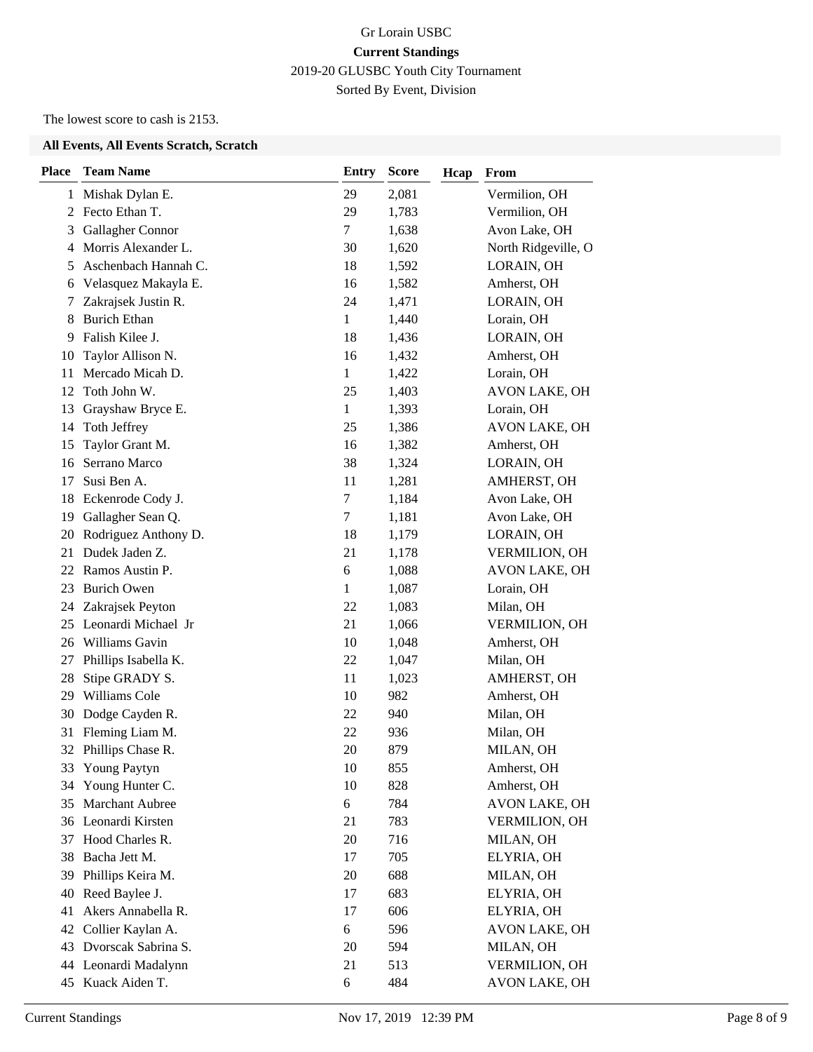# Gr Lorain USBC

**Current Standings**

2019-20 GLUSBC Youth City Tournament

Sorted By Event, Division

The lowest score to cash is 2153.

**All Events, All Events Scratch, Scratch**

| Place | Team Name | Entry | Score | Hcap | From |
|---|---|---|---|---|---|
| 1 | Mishak Dylan E. | 29 | 2,081 | | Vermilion, OH |
| 2 | Fecto Ethan T. | 29 | 1,783 | | Vermilion, OH |
| 3 | Gallagher Connor | 7 | 1,638 | | Avon Lake, OH |
| 4 | Morris Alexander L. | 30 | 1,620 | | North Ridgeville, O |
| 5 | Aschenbach Hannah C. | 18 | 1,592 | | LORAIN, OH |
| 6 | Velasquez Makayla E. | 16 | 1,582 | | Amherst, OH |
| 7 | Zakrajsek Justin R. | 24 | 1,471 | | LORAIN, OH |
| 8 | Burich Ethan | 1 | 1,440 | | Lorain, OH |
| 9 | Falish Kilee J. | 18 | 1,436 | | LORAIN, OH |
| 10 | Taylor Allison N. | 16 | 1,432 | | Amherst, OH |
| 11 | Mercado Micah D. | 1 | 1,422 | | Lorain, OH |
| 12 | Toth John W. | 25 | 1,403 | | AVON LAKE, OH |
| 13 | Grayshaw Bryce E. | 1 | 1,393 | | Lorain, OH |
| 14 | Toth Jeffrey | 25 | 1,386 | | AVON LAKE, OH |
| 15 | Taylor Grant M. | 16 | 1,382 | | Amherst, OH |
| 16 | Serrano Marco | 38 | 1,324 | | LORAIN, OH |
| 17 | Susi Ben A. | 11 | 1,281 | | AMHERST, OH |
| 18 | Eckenrode Cody J. | 7 | 1,184 | | Avon Lake, OH |
| 19 | Gallagher Sean Q. | 7 | 1,181 | | Avon Lake, OH |
| 20 | Rodriguez Anthony D. | 18 | 1,179 | | LORAIN, OH |
| 21 | Dudek Jaden Z. | 21 | 1,178 | | VERMILION, OH |
| 22 | Ramos Austin P. | 6 | 1,088 | | AVON LAKE, OH |
| 23 | Burich Owen | 1 | 1,087 | | Lorain, OH |
| 24 | Zakrajsek Peyton | 22 | 1,083 | | Milan, OH |
| 25 | Leonardi Michael Jr | 21 | 1,066 | | VERMILION, OH |
| 26 | Williams Gavin | 10 | 1,048 | | Amherst, OH |
| 27 | Phillips Isabella K. | 22 | 1,047 | | Milan, OH |
| 28 | Stipe GRADY S. | 11 | 1,023 | | AMHERST, OH |
| 29 | Williams Cole | 10 | 982 | | Amherst, OH |
| 30 | Dodge Cayden R. | 22 | 940 | | Milan, OH |
| 31 | Fleming Liam M. | 22 | 936 | | Milan, OH |
| 32 | Phillips Chase R. | 20 | 879 | | MILAN, OH |
| 33 | Young Paytyn | 10 | 855 | | Amherst, OH |
| 34 | Young Hunter C. | 10 | 828 | | Amherst, OH |
| 35 | Marchant Aubree | 6 | 784 | | AVON LAKE, OH |
| 36 | Leonardi Kirsten | 21 | 783 | | VERMILION, OH |
| 37 | Hood Charles R. | 20 | 716 | | MILAN, OH |
| 38 | Bacha Jett M. | 17 | 705 | | ELYRIA, OH |
| 39 | Phillips Keira M. | 20 | 688 | | MILAN, OH |
| 40 | Reed Baylee J. | 17 | 683 | | ELYRIA, OH |
| 41 | Akers Annabella R. | 17 | 606 | | ELYRIA, OH |
| 42 | Collier Kaylan A. | 6 | 596 | | AVON LAKE, OH |
| 43 | Dvorscak Sabrina S. | 20 | 594 | | MILAN, OH |
| 44 | Leonardi Madalynn | 21 | 513 | | VERMILION, OH |
| 45 | Kuack Aiden T. | 6 | 484 | | AVON LAKE, OH |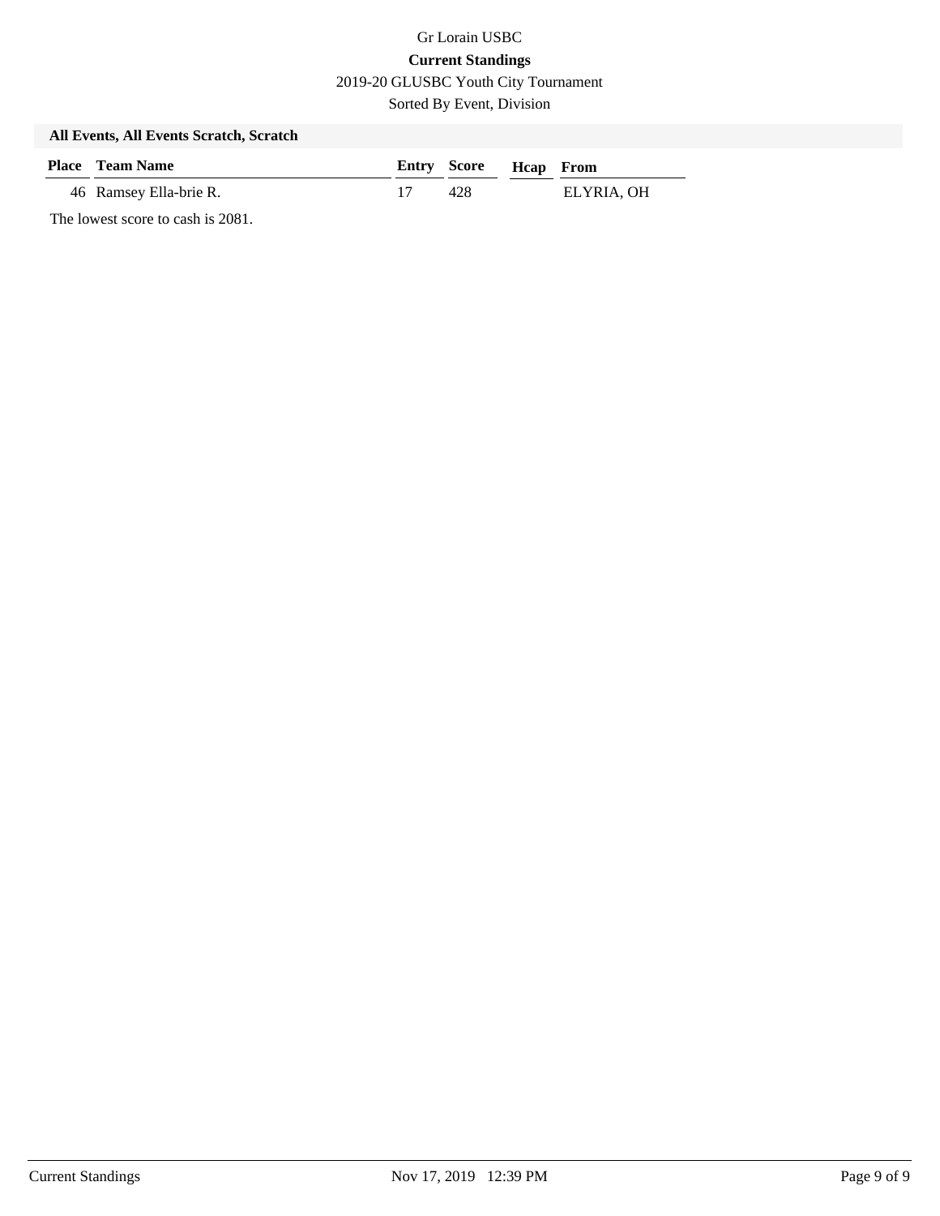Gr Lorain USBC

**Current Standings**

2019-20 GLUSBC Youth City Tournament

Sorted By Event, Division

### All Events, All Events Scratch, Scratch

| Place | Team Name | Entry | Score | Hcap | From |
|---|---|---|---|---|---|
| 46 | Ramsey Ella-brie R. | 17 | 428 | | ELYRIA, OH |

The lowest score to cash is 2081.